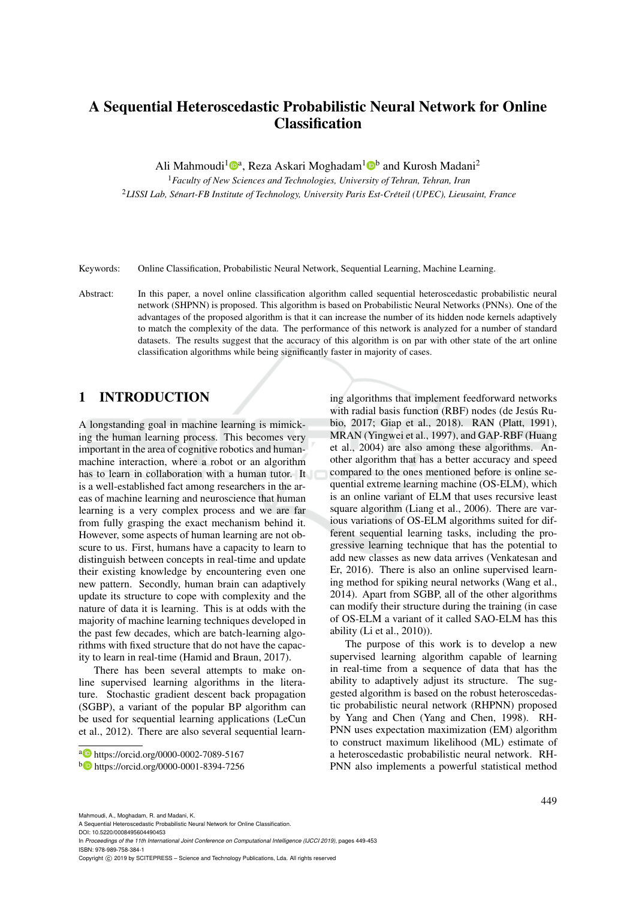# A Sequential Heteroscedastic Probabilistic Neural Network for Online Classification

Ali Mahmoudi[1][a], Reza Askari Moghadam[1][b] and Kurosh Madani[2]

[1]*Faculty of New Sciences and Technologies, University of Tehran, Tehran, Iran*

[2]*LISSI Lab, Sénart-FB Institute of Technology, University Paris Est-Créteil (UPEC), Lieusaint, France*

Keywords: Online Classification, Probabilistic Neural Network, Sequential Learning, Machine Learning.

Abstract: In this paper, a novel online classification algorithm called sequential heteroscedastic probabilistic neural network (SHPNN) is proposed. This algorithm is based on Probabilistic Neural Networks (PNNs). One of the advantages of the proposed algorithm is that it can increase the number of its hidden node kernels adaptively to match the complexity of the data. The performance of this network is analyzed for a number of standard datasets. The results suggest that the accuracy of this algorithm is on par with other state of the art online classification algorithms while being significantly faster in majority of cases.

## 1 INTRODUCTION

A longstanding goal in machine learning is mimicking the human learning process. This becomes very important in the area of cognitive robotics and human-machine interaction, where a robot or an algorithm has to learn in collaboration with a human tutor. It is a well-established fact among researchers in the areas of machine learning and neuroscience that human learning is a very complex process and we are far from fully grasping the exact mechanism behind it. However, some aspects of human learning are not obscure to us. First, humans have a capacity to learn to distinguish between concepts in real-time and update their existing knowledge by encountering even one new pattern. Secondly, human brain can adaptively update its structure to cope with complexity and the nature of data it is learning. This is at odds with the majority of machine learning techniques developed in the past few decades, which are batch-learning algorithms with fixed structure that do not have the capacity to learn in real-time (Hamid and Braun, 2017).

There has been several attempts to make online supervised learning algorithms in the literature. Stochastic gradient descent back propagation (SGBP), a variant of the popular BP algorithm can be used for sequential learning applications (LeCun et al., 2012). There are also several sequential learning algorithms that implement feedforward networks with radial basis function (RBF) nodes (de Jesús Rubio, 2017; Giap et al., 2018). RAN (Platt, 1991), MRAN (Yingwei et al., 1997), and GAP-RBF (Huang et al., 2004) are also among these algorithms. Another algorithm that has a better accuracy and speed compared to the ones mentioned before is online sequential extreme learning machine (OS-ELM), which is an online variant of ELM that uses recursive least square algorithm (Liang et al., 2006). There are various variations of OS-ELM algorithms suited for different sequential learning tasks, including the progressive learning technique that has the potential to add new classes as new data arrives (Venkatesan and Er, 2016). There is also an online supervised learning method for spiking neural networks (Wang et al., 2014). Apart from SGBP, all of the other algorithms can modify their structure during the training (in case of OS-ELM a variant of it called SAO-ELM has this ability (Li et al., 2010)).

The purpose of this work is to develop a new supervised learning algorithm capable of learning in real-time from a sequence of data that has the ability to adaptively adjust its structure. The suggested algorithm is based on the robust heteroscedastic probabilistic neural network (RHPNN) proposed by Yang and Chen (Yang and Chen, 1998). RHPNN uses expectation maximization (EM) algorithm to construct maximum likelihood (ML) estimate of a heteroscedastic probabilistic neural network. RHPNN also implements a powerful statistical method

[a] https://orcid.org/0000-0002-7089-5167

[b] https://orcid.org/0000-0001-8394-7256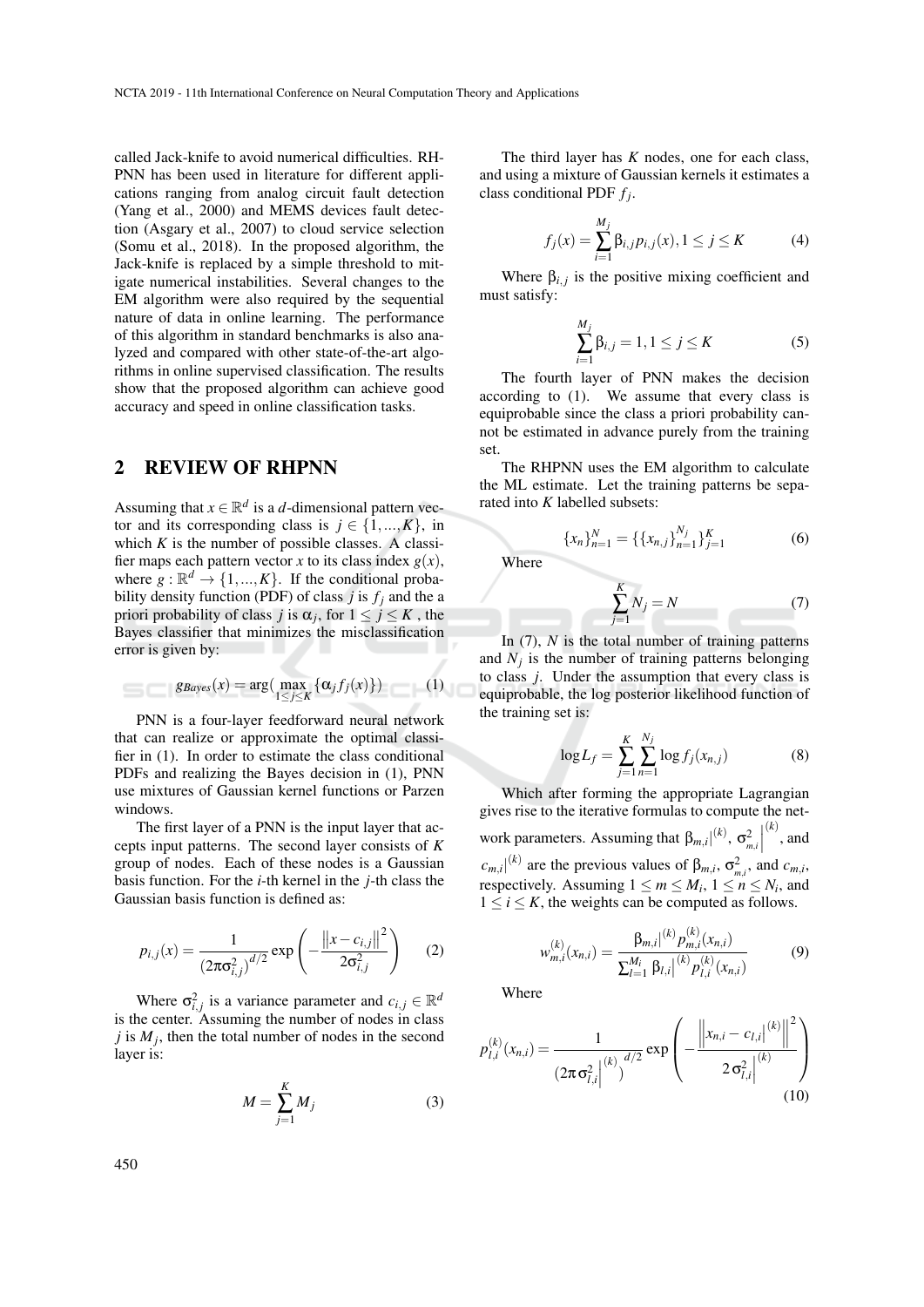called Jack-knife to avoid numerical difficulties. RHPNN has been used in literature for different applications ranging from analog circuit fault detection (Yang et al., 2000) and MEMS devices fault detection (Asgary et al., 2007) to cloud service selection (Somu et al., 2018). In the proposed algorithm, the Jack-knife is replaced by a simple threshold to mitigate numerical instabilities. Several changes to the EM algorithm were also required by the sequential nature of data in online learning. The performance of this algorithm in standard benchmarks is also analyzed and compared with other state-of-the-art algorithms in online supervised classification. The results show that the proposed algorithm can achieve good accuracy and speed in online classification tasks.

## 2 REVIEW OF RHPNN

Assuming that $x \in \mathbb{R}^d$ is a $d$-dimensional pattern vector and its corresponding class is $j \in \{1, ..., K\}$, in which $K$ is the number of possible classes. A classifier maps each pattern vector $x$ to its class index $g(x)$, where $g : \mathbb{R}^d \rightarrow \{1, ..., K\}$. If the conditional probability density function (PDF) of class $j$ is $f_j$ and the a priori probability of class $j$ is $\alpha_j$, for $1 \leq j \leq K$ , the Bayes classifier that minimizes the misclassification error is given by:

$$g_{Bayes}(x) = \arg(\max_{1 \leq j \leq K} \{\alpha_j f_j(x)\}) \tag{1}$$

PNN is a four-layer feedforward neural network that can realize or approximate the optimal classifier in (1). In order to estimate the class conditional PDFs and realizing the Bayes decision in (1), PNN use mixtures of Gaussian kernel functions or Parzen windows.

The first layer of a PNN is the input layer that accepts input patterns. The second layer consists of $K$ group of nodes. Each of these nodes is a Gaussian basis function. For the $i$-th kernel in the $j$-th class the Gaussian basis function is defined as:

$$p_{i,j}(x) = \frac{1}{(2\pi\sigma_{i,j}^2)^{d/2}} \exp\left(-\frac{\left\|x - c_{i,j}\right\|^2}{2\sigma_{i,j}^2}\right) \tag{2}$$

Where $\sigma_{i,j}^2$ is a variance parameter and $c_{i,j} \in \mathbb{R}^d$ is the center. Assuming the number of nodes in class $j$ is $M_j$, then the total number of nodes in the second layer is:

$$M = \sum_{j=1}^{K} M_j \tag{3}$$

The third layer has $K$ nodes, one for each class, and using a mixture of Gaussian kernels it estimates a class conditional PDF $f_j$.

$$f_j(x) = \sum_{i=1}^{M_j} \beta_{i,j} p_{i,j}(x), 1 \leq j \leq K \tag{4}$$

Where $\beta_{i,j}$ is the positive mixing coefficient and must satisfy:

$$\sum_{i=1}^{M_j} \beta_{i,j} = 1, 1 \leq j \leq K \tag{5}$$

The fourth layer of PNN makes the decision according to (1). We assume that every class is equiprobable since the class a priori probability cannot be estimated in advance purely from the training set.

The RHPNN uses the EM algorithm to calculate the ML estimate. Let the training patterns be separated into $K$ labelled subsets:

$$\{x_n\}_{n=1}^{N} = \{\{x_{n,j}\}_{n=1}^{N_j}\}_{j=1}^{K} \tag{6}$$

Where

$$\sum_{j=1}^{K} N_j = N \tag{7}$$

In (7), $N$ is the total number of training patterns and $N_j$ is the number of training patterns belonging to class $j$. Under the assumption that every class is equiprobable, the log posterior likelihood function of the training set is:

$$\log L_f = \sum_{j=1}^{K} \sum_{n=1}^{N_j} \log f_j(x_{n,j}) \tag{8}$$

Which after forming the appropriate Lagrangian gives rise to the iterative formulas to compute the network parameters. Assuming that $\beta_{m,i}|^{(k)}$, $\sigma_{m,i}^2\Big|^{(k)}$, and $c_{m,i}|^{(k)}$ are the previous values of $\beta_{m,i}$, $\sigma_{m,i}^2$, and $c_{m,i}$, respectively. Assuming $1 \leq m \leq M_i$, $1 \leq n \leq N_i$, and $1 \leq i \leq K$, the weights can be computed as follows.

$$w_{m,i}^{(k)}(x_{n,i}) = \frac{\beta_{m,i}|^{(k)} p_{m,i}^{(k)}(x_{n,i})}{\sum_{l=1}^{M_i} \beta_{l,i}|^{(k)} p_{l,i}^{(k)}(x_{n,i})} \tag{9}$$

Where

$$p_{l,i}^{(k)}(x_{n,i}) = \frac{1}{\left(2\pi\sigma_{l,i}^2\Big|^{(k)}\right)^{d/2}} \exp\left(-\frac{\left\|x_{n,i} - c_{l,i}|^{(k)}\right\|^2}{2\sigma_{l,i}^2\Big|^{(k)}}\right) \tag{10}$$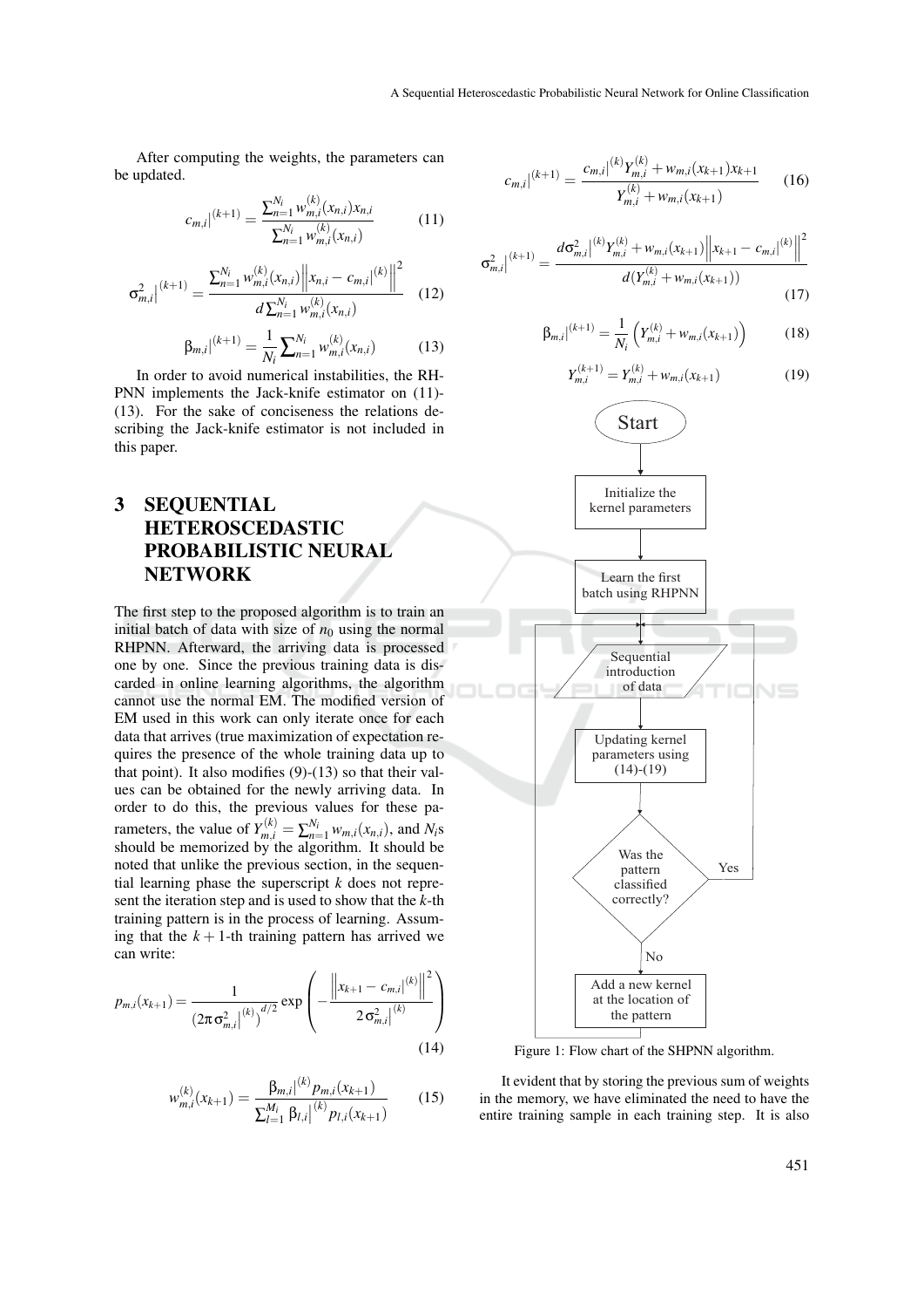After computing the weights, the parameters can be updated.

$$c_{m,i}\big|^{(k+1)} = \frac{\sum_{n=1}^{N_i} w_{m,i}^{(k)}(x_{n,i})x_{n,i}}{\sum_{n=1}^{N_i} w_{m,i}^{(k)}(x_{n,i})} \tag{11}$$

$$\sigma_{m,i}^2\big|^{(k+1)} = \frac{\sum_{n=1}^{N_i} w_{m,i}^{(k)}(x_{n,i})\left\|x_{n,i} - c_{m,i}\big|^{(k)}\right\|^2}{d\sum_{n=1}^{N_i} w_{m,i}^{(k)}(x_{n,i})} \tag{12}$$

$$\beta_{m,i}\big|^{(k+1)} = \frac{1}{N_i}\sum_{n=1}^{N_i} w_{m,i}^{(k)}(x_{n,i}) \tag{13}$$

In order to avoid numerical instabilities, the RHPNN implements the Jack-knife estimator on (11)-(13). For the sake of conciseness the relations describing the Jack-knife estimator is not included in this paper.

## 3 SEQUENTIAL HETEROSCEDASTIC PROBABILISTIC NEURAL NETWORK

The first step to the proposed algorithm is to train an initial batch of data with size of $n_0$ using the normal RHPNN. Afterward, the arriving data is processed one by one. Since the previous training data is discarded in online learning algorithms, the algorithm cannot use the normal EM. The modified version of EM used in this work can only iterate once for each data that arrives (true maximization of expectation requires the presence of the whole training data up to that point). It also modifies (9)-(13) so that their values can be obtained for the newly arriving data. In order to do this, the previous values for these parameters, the value of $Y_{m,i}^{(k)} = \sum_{n=1}^{N_i} w_{m,i}(x_{n,i})$, and $N_i$s should be memorized by the algorithm. It should be noted that unlike the previous section, in the sequential learning phase the superscript $k$ does not represent the iteration step and is used to show that the $k$-th training pattern is in the process of learning. Assuming that the $k+1$-th training pattern has arrived we can write:

$$p_{m,i}(x_{k+1}) = \frac{1}{\left(2\pi\sigma_{m,i}^2\big|^{(k)}\right)^{d/2}} \exp\left(-\frac{\left\|x_{k+1} - c_{m,i}\big|^{(k)}\right\|^2}{2\sigma_{m,i}^2\big|^{(k)}}\right) \tag{14}$$

$$w_{m,i}^{(k)}(x_{k+1}) = \frac{\beta_{m,i}\big|^{(k)} p_{m,i}(x_{k+1})}{\sum_{l=1}^{M_i} \beta_{l,i}\big|^{(k)} p_{l,i}(x_{k+1})} \tag{15}$$

$$c_{m,i}\big|^{(k+1)} = \frac{c_{m,i}\big|^{(k)} Y_{m,i}^{(k)} + w_{m,i}(x_{k+1})x_{k+1}}{Y_{m,i}^{(k)} + w_{m,i}(x_{k+1})} \tag{16}$$

$$\sigma_{m,i}^2\big|^{(k+1)} = \frac{d\sigma_{m,i}^2\big|^{(k)} Y_{m,i}^{(k)} + w_{m,i}(x_{k+1})\left\|x_{k+1} - c_{m,i}\big|^{(k)}\right\|^2}{d(Y_{m,i}^{(k)} + w_{m,i}(x_{k+1}))} \tag{17}$$

$$\beta_{m,i}\big|^{(k+1)} = \frac{1}{N_i}\left(Y_{m,i}^{(k)} + w_{m,i}(x_{k+1})\right) \tag{18}$$

$$Y_{m,i}^{(k+1)} = Y_{m,i}^{(k)} + w_{m,i}(x_{k+1}) \tag{19}$$

Figure 1: Flow chart of the SHPNN algorithm.

It evident that by storing the previous sum of weights in the memory, we have eliminated the need to have the entire training sample in each training step. It is also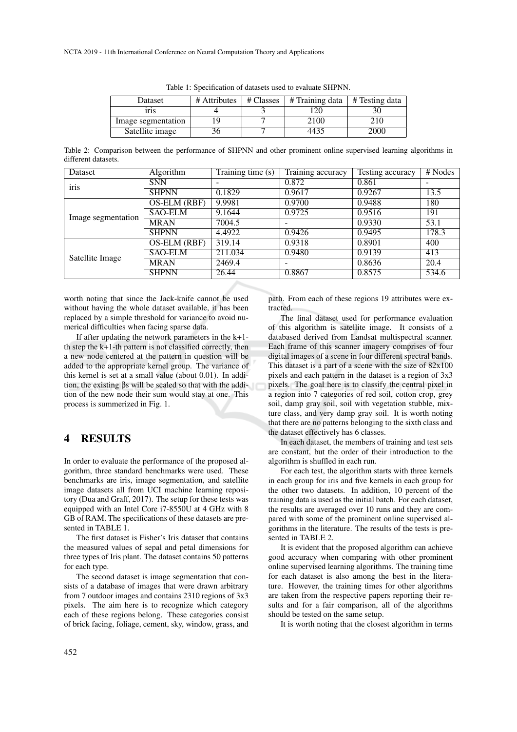Table 1: Specification of datasets used to evaluate SHPNN.

| Dataset | # Attributes | # Classes | # Training data | # Testing data |
|---|---|---|---|---|
| iris | 4 | 3 | 120 | 30 |
| Image segmentation | 19 | 7 | 2100 | 210 |
| Satellite image | 36 | 7 | 4435 | 2000 |

Table 2: Comparison between the performance of SHPNN and other prominent online supervised learning algorithms in different datasets.

| Dataset | Algorithm | Training time (s) | Training accuracy | Testing accuracy | # Nodes |
|---|---|---|---|---|---|
| iris | SNN | - | 0.872 | 0.861 | - |
| | SHPNN | 0.1829 | 0.9617 | 0.9267 | 13.5 |
| Image segmentation | OS-ELM (RBF) | 9.9981 | 0.9700 | 0.9488 | 180 |
| | SAO-ELM | 9.1644 | 0.9725 | 0.9516 | 191 |
| | MRAN | 7004.5 | - | 0.9330 | 53.1 |
| | SHPNN | 4.4922 | 0.9426 | 0.9495 | 178.3 |
| Satellite Image | OS-ELM (RBF) | 319.14 | 0.9318 | 0.8901 | 400 |
| | SAO-ELM | 211.034 | 0.9480 | 0.9139 | 413 |
| | MRAN | 2469.4 | - | 0.8636 | 20.4 |
| | SHPNN | 26.44 | 0.8867 | 0.8575 | 534.6 |

worth noting that since the Jack-knife cannot be used without having the whole dataset available, it has been replaced by a simple threshold for variance to avoid numerical difficulties when facing sparse data.

If after updating the network parameters in the k+1-th step the k+1-th pattern is not classified correctly, then a new node centered at the pattern in question will be added to the appropriate kernel group. The variance of this kernel is set at a small value (about 0.01). In addition, the existing βs will be scaled so that with the addition of the new node their sum would stay at one. This process is summerized in Fig. 1.

## 4 RESULTS

In order to evaluate the performance of the proposed algorithm, three standard benchmarks were used. These benchmarks are iris, image segmentation, and satellite image datasets all from UCI machine learning repository (Dua and Graff, 2017). The setup for these tests was equipped with an Intel Core i7-8550U at 4 GHz with 8 GB of RAM. The specifications of these datasets are presented in TABLE 1.

The first dataset is Fisher's Iris dataset that contains the measured values of sepal and petal dimensions for three types of Iris plant. The dataset contains 50 patterns for each type.

The second dataset is image segmentation that consists of a database of images that were drawn arbitrary from 7 outdoor images and contains 2310 regions of 3x3 pixels. The aim here is to recognize which category each of these regions belong. These categories consist of brick facing, foliage, cement, sky, window, grass, and path. From each of these regions 19 attributes were extracted.

The final dataset used for performance evaluation of this algorithm is satellite image. It consists of a databased derived from Landsat multispectral scanner. Each frame of this scanner imagery comprises of four digital images of a scene in four different spectral bands. This dataset is a part of a scene with the size of 82x100 pixels and each pattern in the dataset is a region of 3x3 pixels. The goal here is to classify the central pixel in a region into 7 categories of red soil, cotton crop, grey soil, damp gray soil, soil with vegetation stubble, mixture class, and very damp gray soil. It is worth noting that there are no patterns belonging to the sixth class and the dataset effectively has 6 classes.

In each dataset, the members of training and test sets are constant, but the order of their introduction to the algorithm is shuffled in each run.

For each test, the algorithm starts with three kernels in each group for iris and five kernels in each group for the other two datasets. In addition, 10 percent of the training data is used as the initial batch. For each dataset, the results are averaged over 10 runs and they are compared with some of the prominent online supervised algorithms in the literature. The results of the tests is presented in TABLE 2.

It is evident that the proposed algorithm can achieve good accuracy when comparing with other prominent online supervised learning algorithms. The training time for each dataset is also among the best in the literature. However, the training times for other algorithms are taken from the respective papers reporting their results and for a fair comparison, all of the algorithms should be tested on the same setup.

It is worth noting that the closest algorithm in terms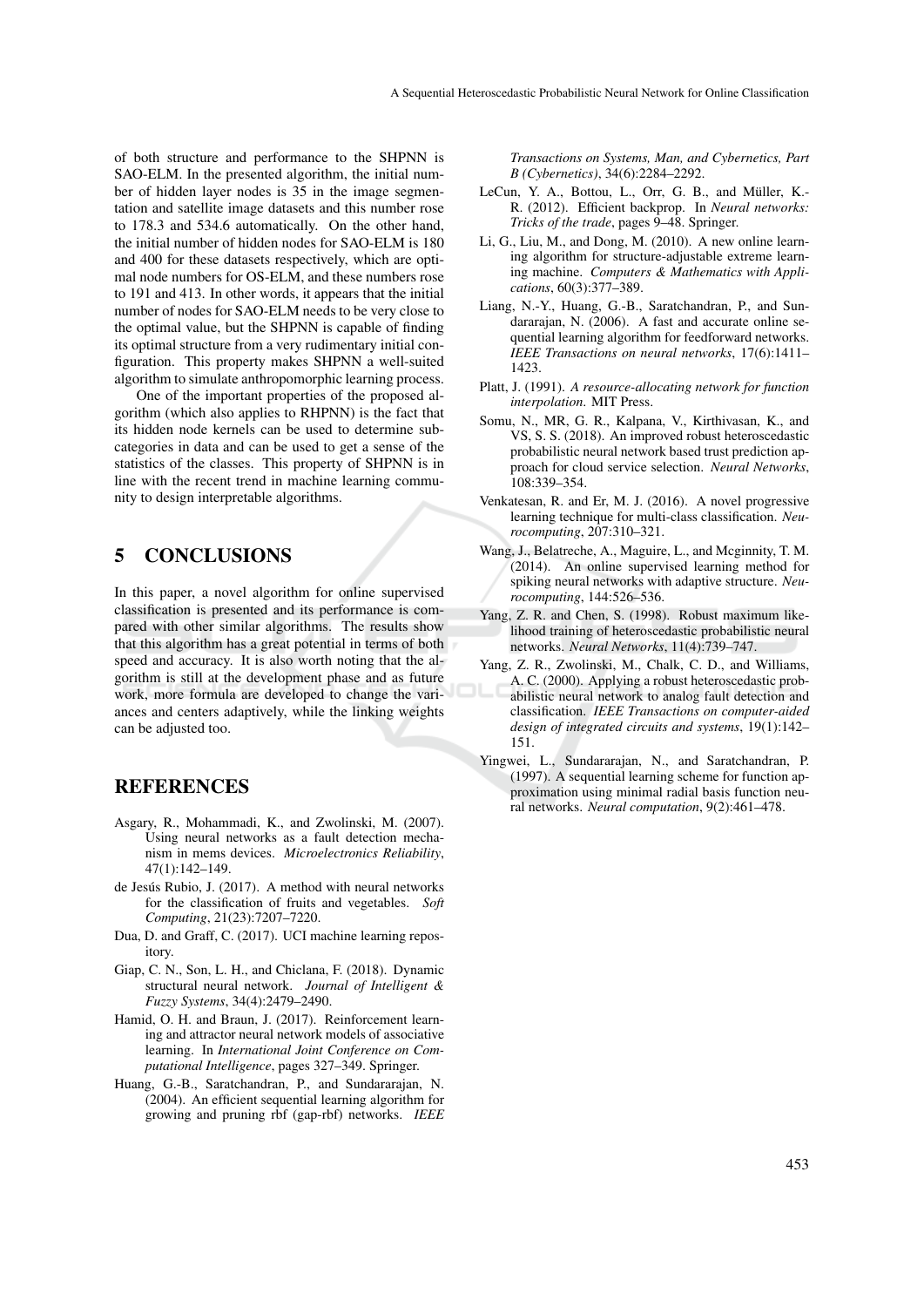of both structure and performance to the SHPNN is SAO-ELM. In the presented algorithm, the initial number of hidden layer nodes is 35 in the image segmentation and satellite image datasets and this number rose to 178.3 and 534.6 automatically. On the other hand, the initial number of hidden nodes for SAO-ELM is 180 and 400 for these datasets respectively, which are optimal node numbers for OS-ELM, and these numbers rose to 191 and 413. In other words, it appears that the initial number of nodes for SAO-ELM needs to be very close to the optimal value, but the SHPNN is capable of finding its optimal structure from a very rudimentary initial configuration. This property makes SHPNN a well-suited algorithm to simulate anthropomorphic learning process.

One of the important properties of the proposed algorithm (which also applies to RHPNN) is the fact that its hidden node kernels can be used to determine subcategories in data and can be used to get a sense of the statistics of the classes. This property of SHPNN is in line with the recent trend in machine learning community to design interpretable algorithms.

## 5 CONCLUSIONS

In this paper, a novel algorithm for online supervised classification is presented and its performance is compared with other similar algorithms. The results show that this algorithm has a great potential in terms of both speed and accuracy. It is also worth noting that the algorithm is still at the development phase and as future work, more formula are developed to change the variances and centers adaptively, while the linking weights can be adjusted too.

## REFERENCES

Asgary, R., Mohammadi, K., and Zwolinski, M. (2007). Using neural networks as a fault detection mechanism in mems devices. *Microelectronics Reliability*, 47(1):142–149.

de Jesús Rubio, J. (2017). A method with neural networks for the classification of fruits and vegetables. *Soft Computing*, 21(23):7207–7220.

Dua, D. and Graff, C. (2017). UCI machine learning repository.

Giap, C. N., Son, L. H., and Chiclana, F. (2018). Dynamic structural neural network. *Journal of Intelligent & Fuzzy Systems*, 34(4):2479–2490.

Hamid, O. H. and Braun, J. (2017). Reinforcement learning and attractor neural network models of associative learning. In *International Joint Conference on Computational Intelligence*, pages 327–349. Springer.

Huang, G.-B., Saratchandran, P., and Sundararajan, N. (2004). An efficient sequential learning algorithm for growing and pruning rbf (gap-rbf) networks. *IEEE Transactions on Systems, Man, and Cybernetics, Part B (Cybernetics)*, 34(6):2284–2292.

LeCun, Y. A., Bottou, L., Orr, G. B., and Müller, K.-R. (2012). Efficient backprop. In *Neural networks: Tricks of the trade*, pages 9–48. Springer.

Li, G., Liu, M., and Dong, M. (2010). A new online learning algorithm for structure-adjustable extreme learning machine. *Computers & Mathematics with Applications*, 60(3):377–389.

Liang, N.-Y., Huang, G.-B., Saratchandran, P., and Sundararajan, N. (2006). A fast and accurate online sequential learning algorithm for feedforward networks. *IEEE Transactions on neural networks*, 17(6):1411–1423.

Platt, J. (1991). *A resource-allocating network for function interpolation*. MIT Press.

Somu, N., MR, G. R., Kalpana, V., Kirthivasan, K., and VS, S. S. (2018). An improved robust heteroscedastic probabilistic neural network based trust prediction approach for cloud service selection. *Neural Networks*, 108:339–354.

Venkatesan, R. and Er, M. J. (2016). A novel progressive learning technique for multi-class classification. *Neurocomputing*, 207:310–321.

Wang, J., Belatreche, A., Maguire, L., and Mcginnity, T. M. (2014). An online supervised learning method for spiking neural networks with adaptive structure. *Neurocomputing*, 144:526–536.

Yang, Z. R. and Chen, S. (1998). Robust maximum likelihood training of heteroscedastic probabilistic neural networks. *Neural Networks*, 11(4):739–747.

Yang, Z. R., Zwolinski, M., Chalk, C. D., and Williams, A. C. (2000). Applying a robust heteroscedastic probabilistic neural network to analog fault detection and classification. *IEEE Transactions on computer-aided design of integrated circuits and systems*, 19(1):142–151.

Yingwei, L., Sundararajan, N., and Saratchandran, P. (1997). A sequential learning scheme for function approximation using minimal radial basis function neural networks. *Neural computation*, 9(2):461–478.